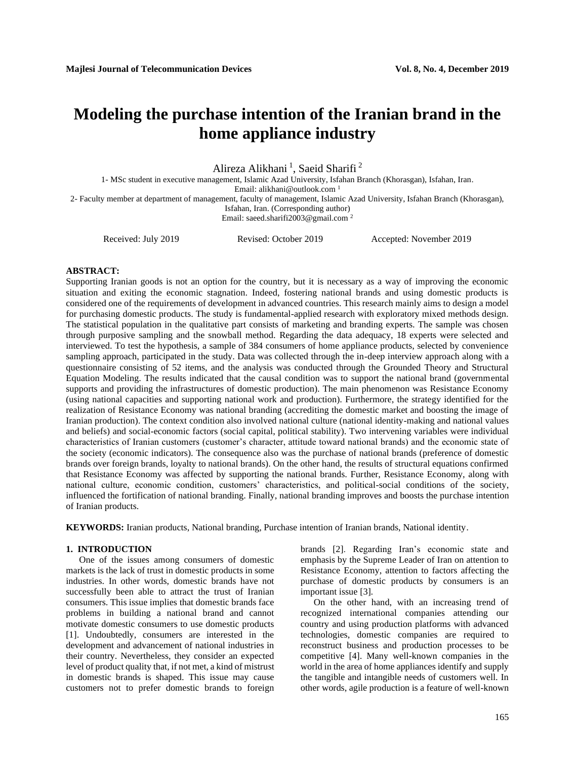# Modeling the purchase intention of the Iranian brand in the home appliance industry

Alireza Alikhani [1], Saeid Sharifi [2]

1- MSc student in executive management, Islamic Azad University, Isfahan Branch (Khorasgan), Isfahan, Iran.
Email: alikhani@outlook.com [1]

2- Faculty member at department of management, faculty of management, Islamic Azad University, Isfahan Branch (Khorasgan), Isfahan, Iran. (Corresponding author)
Email: saeed.sharifi2003@gmail.com [2]

Received: July 2019 Revised: October 2019 Accepted: November 2019

**ABSTRACT:**
Supporting Iranian goods is not an option for the country, but it is necessary as a way of improving the economic situation and exiting the economic stagnation. Indeed, fostering national brands and using domestic products is considered one of the requirements of development in advanced countries. This research mainly aims to design a model for purchasing domestic products. The study is fundamental-applied research with exploratory mixed methods design. The statistical population in the qualitative part consists of marketing and branding experts. The sample was chosen through purposive sampling and the snowball method. Regarding the data adequacy, 18 experts were selected and interviewed. To test the hypothesis, a sample of 384 consumers of home appliance products, selected by convenience sampling approach, participated in the study. Data was collected through the in-deep interview approach along with a questionnaire consisting of 52 items, and the analysis was conducted through the Grounded Theory and Structural Equation Modeling. The results indicated that the causal condition was to support the national brand (governmental supports and providing the infrastructures of domestic production). The main phenomenon was Resistance Economy (using national capacities and supporting national work and production). Furthermore, the strategy identified for the realization of Resistance Economy was national branding (accrediting the domestic market and boosting the image of Iranian production). The context condition also involved national culture (national identity-making and national values and beliefs) and social-economic factors (social capital, political stability). Two intervening variables were individual characteristics of Iranian customers (customer's character, attitude toward national brands) and the economic state of the society (economic indicators). The consequence also was the purchase of national brands (preference of domestic brands over foreign brands, loyalty to national brands). On the other hand, the results of structural equations confirmed that Resistance Economy was affected by supporting the national brands. Further, Resistance Economy, along with national culture, economic condition, customers' characteristics, and political-social conditions of the society, influenced the fortification of national branding. Finally, national branding improves and boosts the purchase intention of Iranian products.

**KEYWORDS:** Iranian products, National branding, Purchase intention of Iranian brands, National identity.

## 1. INTRODUCTION

One of the issues among consumers of domestic markets is the lack of trust in domestic products in some industries. In other words, domestic brands have not successfully been able to attract the trust of Iranian consumers. This issue implies that domestic brands face problems in building a national brand and cannot motivate domestic consumers to use domestic products [1]. Undoubtedly, consumers are interested in the development and advancement of national industries in their country. Nevertheless, they consider an expected level of product quality that, if not met, a kind of mistrust in domestic brands is shaped. This issue may cause customers not to prefer domestic brands to foreign brands [2]. Regarding Iran's economic state and emphasis by the Supreme Leader of Iran on attention to Resistance Economy, attention to factors affecting the purchase of domestic products by consumers is an important issue [3].

On the other hand, with an increasing trend of recognized international companies attending our country and using production platforms with advanced technologies, domestic companies are required to reconstruct business and production processes to be competitive [4]. Many well-known companies in the world in the area of home appliances identify and supply the tangible and intangible needs of customers well. In other words, agile production is a feature of well-known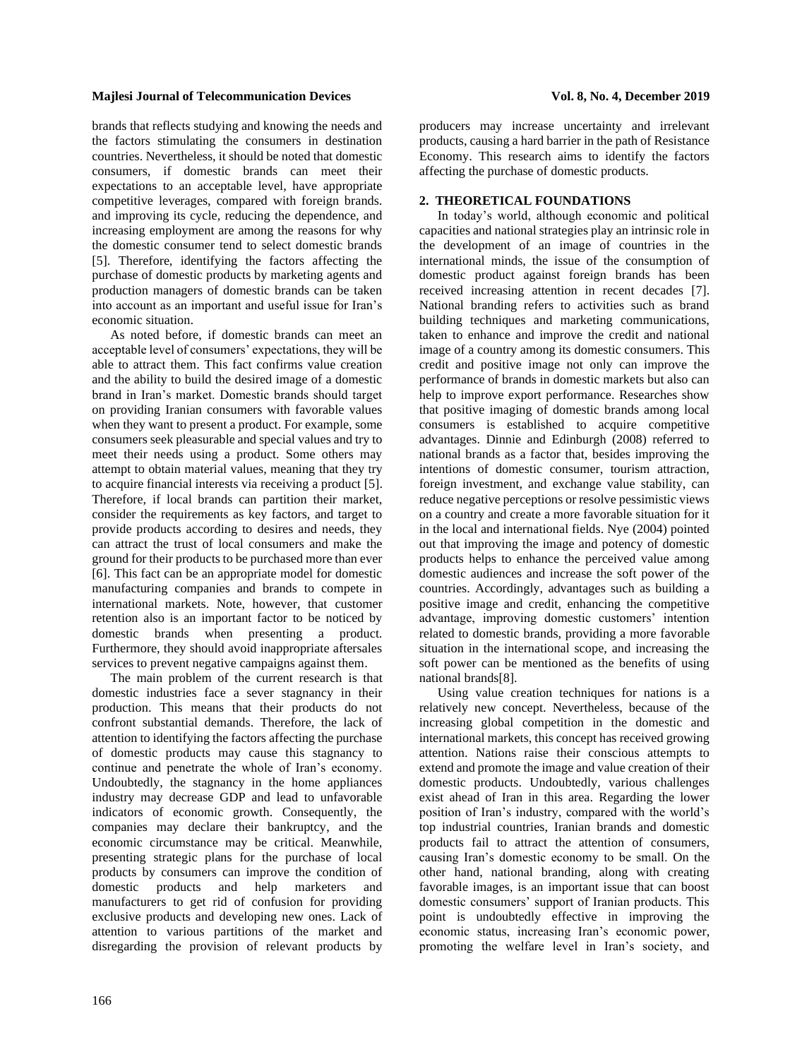brands that reflects studying and knowing the needs and the factors stimulating the consumers in destination countries. Nevertheless, it should be noted that domestic consumers, if domestic brands can meet their expectations to an acceptable level, have appropriate competitive leverages, compared with foreign brands. and improving its cycle, reducing the dependence, and increasing employment are among the reasons for why the domestic consumer tend to select domestic brands [5]. Therefore, identifying the factors affecting the purchase of domestic products by marketing agents and production managers of domestic brands can be taken into account as an important and useful issue for Iran's economic situation.

As noted before, if domestic brands can meet an acceptable level of consumers' expectations, they will be able to attract them. This fact confirms value creation and the ability to build the desired image of a domestic brand in Iran's market. Domestic brands should target on providing Iranian consumers with favorable values when they want to present a product. For example, some consumers seek pleasurable and special values and try to meet their needs using a product. Some others may attempt to obtain material values, meaning that they try to acquire financial interests via receiving a product [5]. Therefore, if local brands can partition their market, consider the requirements as key factors, and target to provide products according to desires and needs, they can attract the trust of local consumers and make the ground for their products to be purchased more than ever [6]. This fact can be an appropriate model for domestic manufacturing companies and brands to compete in international markets. Note, however, that customer retention also is an important factor to be noticed by domestic brands when presenting a product. Furthermore, they should avoid inappropriate aftersales services to prevent negative campaigns against them.

The main problem of the current research is that domestic industries face a sever stagnancy in their production. This means that their products do not confront substantial demands. Therefore, the lack of attention to identifying the factors affecting the purchase of domestic products may cause this stagnancy to continue and penetrate the whole of Iran's economy. Undoubtedly, the stagnancy in the home appliances industry may decrease GDP and lead to unfavorable indicators of economic growth. Consequently, the companies may declare their bankruptcy, and the economic circumstance may be critical. Meanwhile, presenting strategic plans for the purchase of local products by consumers can improve the condition of domestic products and help marketers and manufacturers to get rid of confusion for providing exclusive products and developing new ones. Lack of attention to various partitions of the market and disregarding the provision of relevant products by producers may increase uncertainty and irrelevant products, causing a hard barrier in the path of Resistance Economy. This research aims to identify the factors affecting the purchase of domestic products.

## 2. THEORETICAL FOUNDATIONS

In today's world, although economic and political capacities and national strategies play an intrinsic role in the development of an image of countries in the international minds, the issue of the consumption of domestic product against foreign brands has been received increasing attention in recent decades [7]. National branding refers to activities such as brand building techniques and marketing communications, taken to enhance and improve the credit and national image of a country among its domestic consumers. This credit and positive image not only can improve the performance of brands in domestic markets but also can help to improve export performance. Researches show that positive imaging of domestic brands among local consumers is established to acquire competitive advantages. Dinnie and Edinburgh (2008) referred to national brands as a factor that, besides improving the intentions of domestic consumer, tourism attraction, foreign investment, and exchange value stability, can reduce negative perceptions or resolve pessimistic views on a country and create a more favorable situation for it in the local and international fields. Nye (2004) pointed out that improving the image and potency of domestic products helps to enhance the perceived value among domestic audiences and increase the soft power of the countries. Accordingly, advantages such as building a positive image and credit, enhancing the competitive advantage, improving domestic customers' intention related to domestic brands, providing a more favorable situation in the international scope, and increasing the soft power can be mentioned as the benefits of using national brands[8].

Using value creation techniques for nations is a relatively new concept. Nevertheless, because of the increasing global competition in the domestic and international markets, this concept has received growing attention. Nations raise their conscious attempts to extend and promote the image and value creation of their domestic products. Undoubtedly, various challenges exist ahead of Iran in this area. Regarding the lower position of Iran's industry, compared with the world's top industrial countries, Iranian brands and domestic products fail to attract the attention of consumers, causing Iran's domestic economy to be small. On the other hand, national branding, along with creating favorable images, is an important issue that can boost domestic consumers' support of Iranian products. This point is undoubtedly effective in improving the economic status, increasing Iran's economic power, promoting the welfare level in Iran's society, and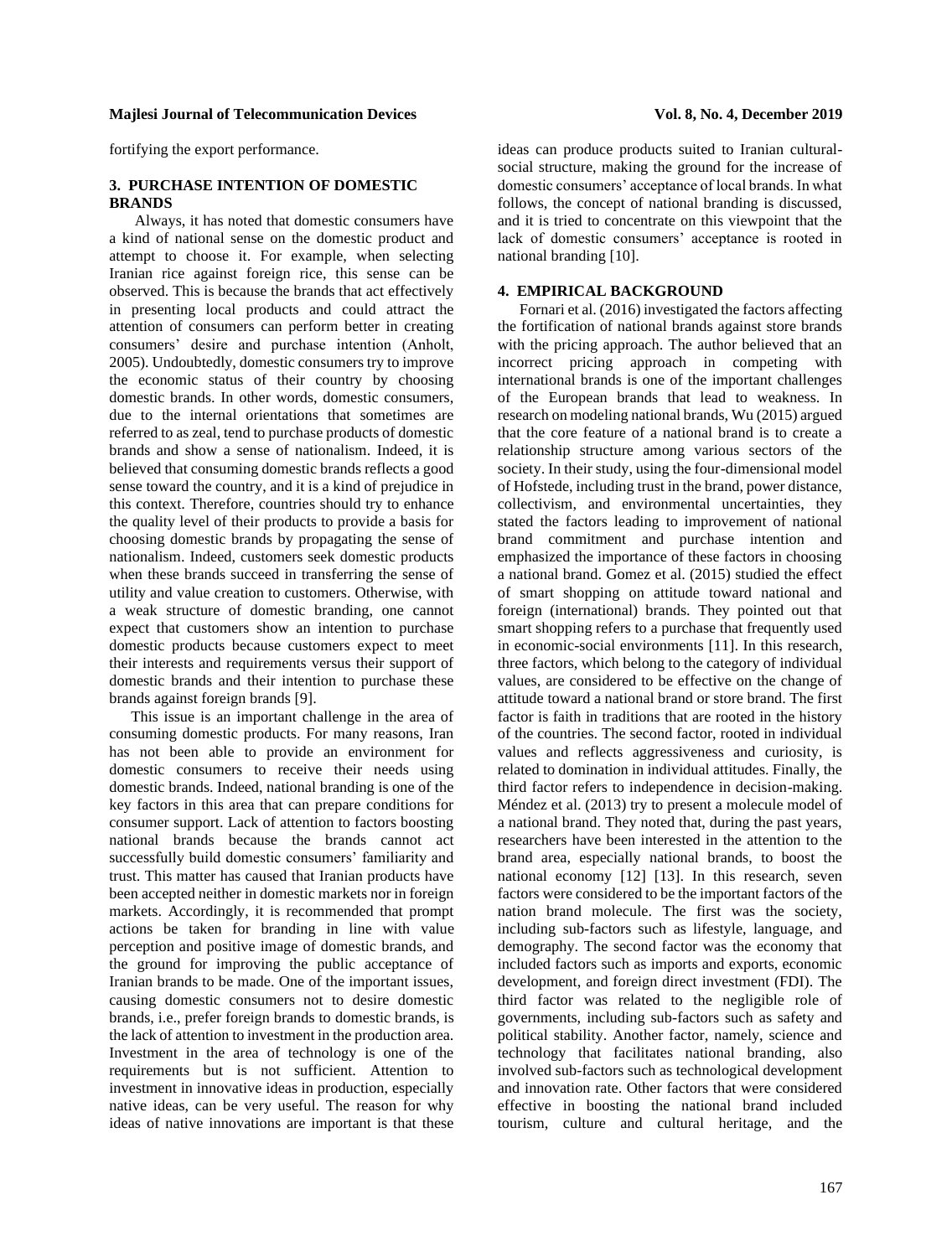fortifying the export performance.

## 3. PURCHASE INTENTION OF DOMESTIC BRANDS

Always, it has noted that domestic consumers have a kind of national sense on the domestic product and attempt to choose it. For example, when selecting Iranian rice against foreign rice, this sense can be observed. This is because the brands that act effectively in presenting local products and could attract the attention of consumers can perform better in creating consumers' desire and purchase intention (Anholt, 2005). Undoubtedly, domestic consumers try to improve the economic status of their country by choosing domestic brands. In other words, domestic consumers, due to the internal orientations that sometimes are referred to as zeal, tend to purchase products of domestic brands and show a sense of nationalism. Indeed, it is believed that consuming domestic brands reflects a good sense toward the country, and it is a kind of prejudice in this context. Therefore, countries should try to enhance the quality level of their products to provide a basis for choosing domestic brands by propagating the sense of nationalism. Indeed, customers seek domestic products when these brands succeed in transferring the sense of utility and value creation to customers. Otherwise, with a weak structure of domestic branding, one cannot expect that customers show an intention to purchase domestic products because customers expect to meet their interests and requirements versus their support of domestic brands and their intention to purchase these brands against foreign brands [9].

This issue is an important challenge in the area of consuming domestic products. For many reasons, Iran has not been able to provide an environment for domestic consumers to receive their needs using domestic brands. Indeed, national branding is one of the key factors in this area that can prepare conditions for consumer support. Lack of attention to factors boosting national brands because the brands cannot act successfully build domestic consumers' familiarity and trust. This matter has caused that Iranian products have been accepted neither in domestic markets nor in foreign markets. Accordingly, it is recommended that prompt actions be taken for branding in line with value perception and positive image of domestic brands, and the ground for improving the public acceptance of Iranian brands to be made. One of the important issues, causing domestic consumers not to desire domestic brands, i.e., prefer foreign brands to domestic brands, is the lack of attention to investment in the production area. Investment in the area of technology is one of the requirements but is not sufficient. Attention to investment in innovative ideas in production, especially native ideas, can be very useful. The reason for why ideas of native innovations are important is that these ideas can produce products suited to Iranian cultural-social structure, making the ground for the increase of domestic consumers' acceptance of local brands. In what follows, the concept of national branding is discussed, and it is tried to concentrate on this viewpoint that the lack of domestic consumers' acceptance is rooted in national branding [10].

## 4. EMPIRICAL BACKGROUND

Fornari et al. (2016) investigated the factors affecting the fortification of national brands against store brands with the pricing approach. The author believed that an incorrect pricing approach in competing with international brands is one of the important challenges of the European brands that lead to weakness. In research on modeling national brands, Wu (2015) argued that the core feature of a national brand is to create a relationship structure among various sectors of the society. In their study, using the four-dimensional model of Hofstede, including trust in the brand, power distance, collectivism, and environmental uncertainties, they stated the factors leading to improvement of national brand commitment and purchase intention and emphasized the importance of these factors in choosing a national brand. Gomez et al. (2015) studied the effect of smart shopping on attitude toward national and foreign (international) brands. They pointed out that smart shopping refers to a purchase that frequently used in economic-social environments [11]. In this research, three factors, which belong to the category of individual values, are considered to be effective on the change of attitude toward a national brand or store brand. The first factor is faith in traditions that are rooted in the history of the countries. The second factor, rooted in individual values and reflects aggressiveness and curiosity, is related to domination in individual attitudes. Finally, the third factor refers to independence in decision-making. Méndez et al. (2013) try to present a molecule model of a national brand. They noted that, during the past years, researchers have been interested in the attention to the brand area, especially national brands, to boost the national economy [12] [13]. In this research, seven factors were considered to be the important factors of the nation brand molecule. The first was the society, including sub-factors such as lifestyle, language, and demography. The second factor was the economy that included factors such as imports and exports, economic development, and foreign direct investment (FDI). The third factor was related to the negligible role of governments, including sub-factors such as safety and political stability. Another factor, namely, science and technology that facilitates national branding, also involved sub-factors such as technological development and innovation rate. Other factors that were considered effective in boosting the national brand included tourism, culture and cultural heritage, and the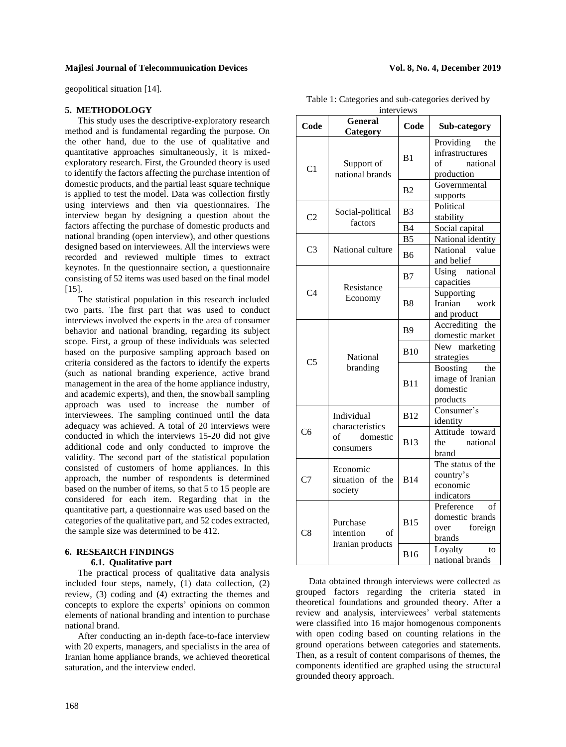geopolitical situation [14].

## 5. METHODOLOGY

This study uses the descriptive-exploratory research method and is fundamental regarding the purpose. On the other hand, due to the use of qualitative and quantitative approaches simultaneously, it is mixed-exploratory research. First, the Grounded theory is used to identify the factors affecting the purchase intention of domestic products, and the partial least square technique is applied to test the model. Data was collection firstly using interviews and then via questionnaires. The interview began by designing a question about the factors affecting the purchase of domestic products and national branding (open interview), and other questions designed based on interviewees. All the interviews were recorded and reviewed multiple times to extract keynotes. In the questionnaire section, a questionnaire consisting of 52 items was used based on the final model [15].

The statistical population in this research included two parts. The first part that was used to conduct interviews involved the experts in the area of consumer behavior and national branding, regarding its subject scope. First, a group of these individuals was selected based on the purposive sampling approach based on criteria considered as the factors to identify the experts (such as national branding experience, active brand management in the area of the home appliance industry, and academic experts), and then, the snowball sampling approach was used to increase the number of interviewees. The sampling continued until the data adequacy was achieved. A total of 20 interviews were conducted in which the interviews 15-20 did not give additional code and only conducted to improve the validity. The second part of the statistical population consisted of customers of home appliances. In this approach, the number of respondents is determined based on the number of items, so that 5 to 15 people are considered for each item. Regarding that in the quantitative part, a questionnaire was used based on the categories of the qualitative part, and 52 codes extracted, the sample size was determined to be 412.

## 6. RESEARCH FINDINGS

### 6.1. Qualitative part

The practical process of qualitative data analysis included four steps, namely, (1) data collection, (2) review, (3) coding and (4) extracting the themes and concepts to explore the experts' opinions on common elements of national branding and intention to purchase national brand.

After conducting an in-depth face-to-face interview with 20 experts, managers, and specialists in the area of Iranian home appliance brands, we achieved theoretical saturation, and the interview ended.

Table 1: Categories and sub-categories derived by interviews

| Code | General Category | Code | Sub-category |
|---|---|---|---|
| C1 | Support of national brands | B1 | Providing the infrastructures of national production |
| | | B2 | Governmental supports |
| C2 | Social-political factors | B3 | Political stability |
| | | B4 | Social capital |
| C3 | National culture | B5 | National identity |
| | | B6 | National value and belief |
| C4 | Resistance Economy | B7 | Using national capacities |
| | | B8 | Supporting Iranian work and product |
| C5 | National branding | B9 | Accrediting the domestic market |
| | | B10 | New marketing strategies |
| | | B11 | Boosting the image of Iranian domestic products |
| C6 | Individual characteristics of domestic consumers | B12 | Consumer's identity |
| | | B13 | Attitude toward the national brand |
| C7 | Economic situation of the society | B14 | The status of the country's economic indicators |
| C8 | Purchase intention of Iranian products | B15 | Preference of domestic brands over foreign brands |
| | | B16 | Loyalty to national brands |

Data obtained through interviews were collected as grouped factors regarding the criteria stated in theoretical foundations and grounded theory. After a review and analysis, interviewees' verbal statements were classified into 16 major homogenous components with open coding based on counting relations in the ground operations between categories and statements. Then, as a result of content comparisons of themes, the components identified are graphed using the structural grounded theory approach.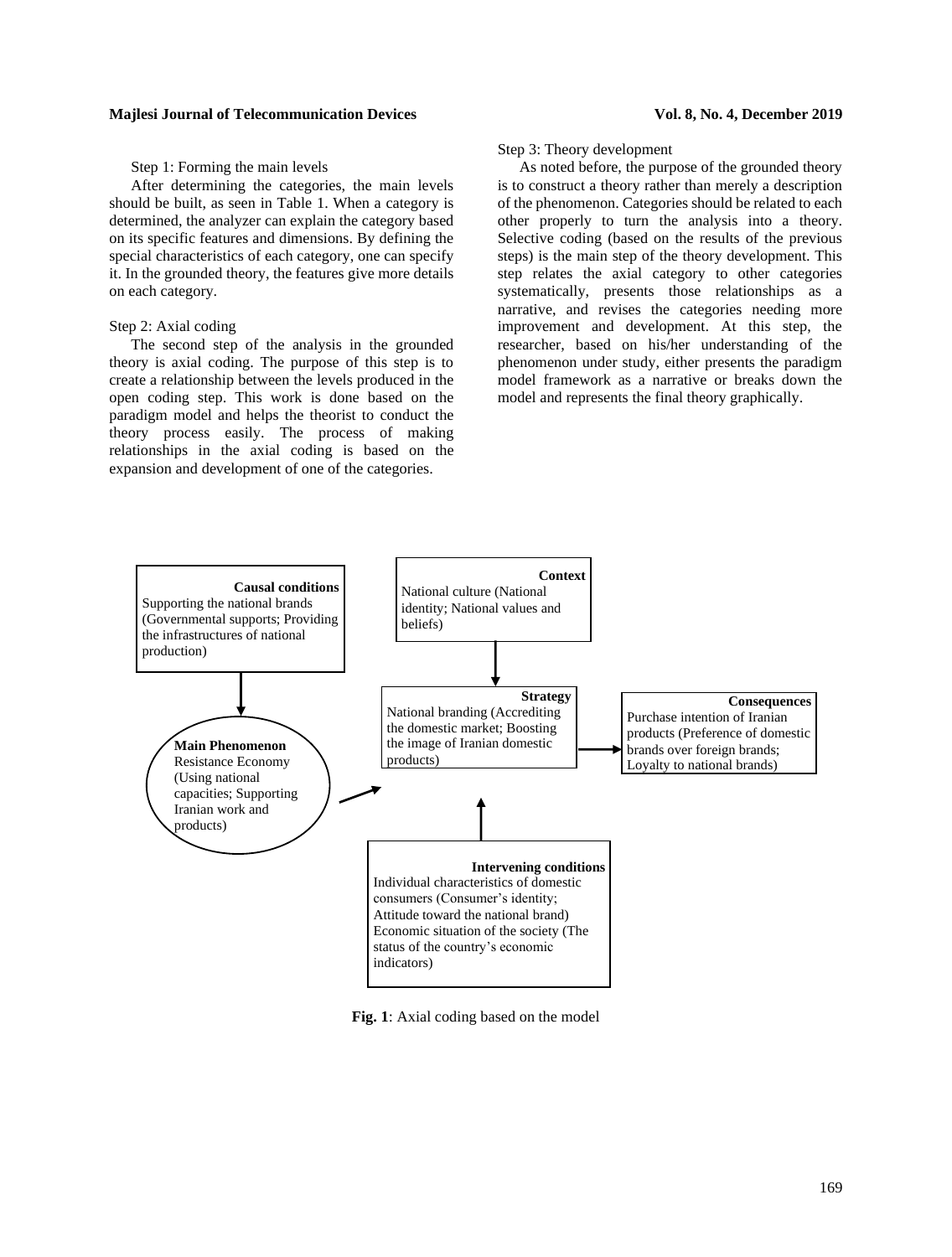Step 1: Forming the main levels

After determining the categories, the main levels should be built, as seen in Table 1. When a category is determined, the analyzer can explain the category based on its specific features and dimensions. By defining the special characteristics of each category, one can specify it. In the grounded theory, the features give more details on each category.

Step 2: Axial coding

The second step of the analysis in the grounded theory is axial coding. The purpose of this step is to create a relationship between the levels produced in the open coding step. This work is done based on the paradigm model and helps the theorist to conduct the theory process easily. The process of making relationships in the axial coding is based on the expansion and development of one of the categories.

Step 3: Theory development

As noted before, the purpose of the grounded theory is to construct a theory rather than merely a description of the phenomenon. Categories should be related to each other properly to turn the analysis into a theory. Selective coding (based on the results of the previous steps) is the main step of the theory development. This step relates the axial category to other categories systematically, presents those relationships as a narrative, and revises the categories needing more improvement and development. At this step, the researcher, based on his/her understanding of the phenomenon under study, either presents the paradigm model framework as a narrative or breaks down the model and represents the final theory graphically.

**Causal conditions**
Supporting the national brands (Governmental supports; Providing the infrastructures of national production)

**Context**
National culture (National identity; National values and beliefs)

**Main Phenomenon**
Resistance Economy (Using national capacities; Supporting Iranian work and products)

**Strategy**
National branding (Accrediting the domestic market; Boosting the image of Iranian domestic products)

**Consequences**
Purchase intention of Iranian products (Preference of domestic brands over foreign brands; Loyalty to national brands)

**Intervening conditions**
Individual characteristics of domestic consumers (Consumer's identity; Attitude toward the national brand)
Economic situation of the society (The status of the country's economic indicators)

**Fig. 1**: Axial coding based on the model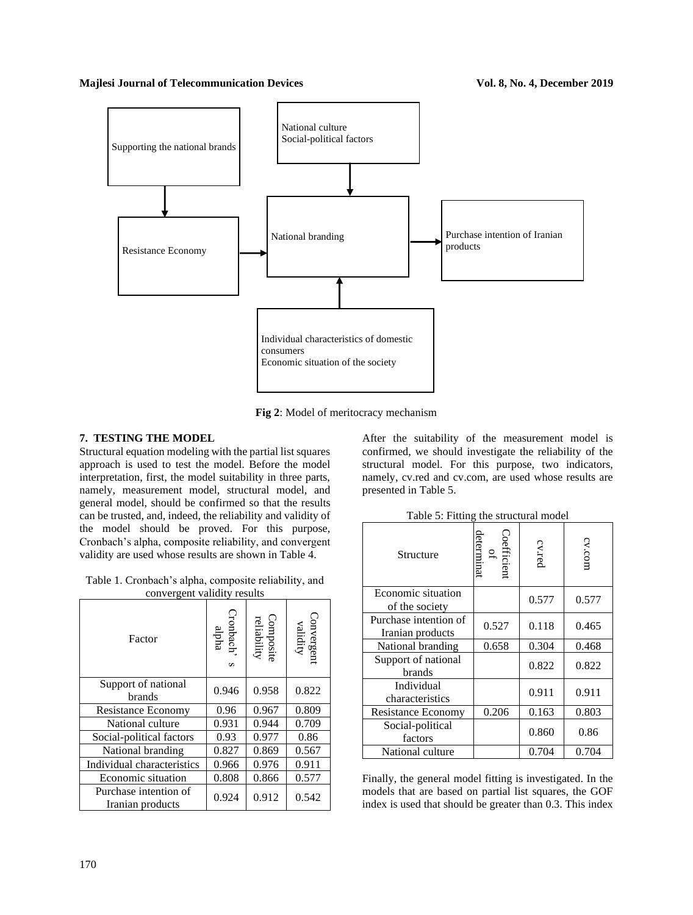Supporting the national brands

Resistance Economy

National culture
Social-political factors

National branding

Purchase intention of Iranian products

Individual characteristics of domestic consumers
Economic situation of the society

**Fig 2**: Model of meritocracy mechanism

## 7. TESTING THE MODEL

Structural equation modeling with the partial list squares approach is used to test the model. Before the model interpretation, first, the model suitability in three parts, namely, measurement model, structural model, and general model, should be confirmed so that the results can be trusted, and, indeed, the reliability and validity of the model should be proved. For this purpose, Cronbach's alpha, composite reliability, and convergent validity are used whose results are shown in Table 4.

Table 1. Cronbach's alpha, composite reliability, and convergent validity results

| Factor | Cronbach' s alpha | Composite reliability | Convergent validity |
|---|---|---|---|
| Support of national brands | 0.946 | 0.958 | 0.822 |
| Resistance Economy | 0.96 | 0.967 | 0.809 |
| National culture | 0.931 | 0.944 | 0.709 |
| Social-political factors | 0.93 | 0.977 | 0.86 |
| National branding | 0.827 | 0.869 | 0.567 |
| Individual characteristics | 0.966 | 0.976 | 0.911 |
| Economic situation | 0.808 | 0.866 | 0.577 |
| Purchase intention of Iranian products | 0.924 | 0.912 | 0.542 |

After the suitability of the measurement model is confirmed, we should investigate the reliability of the structural model. For this purpose, two indicators, namely, cv.red and cv.com, are used whose results are presented in Table 5.

Table 5: Fitting the structural model

| Structure | Coefficient of determinat | cv.red | cv.com |
|---|---|---|---|
| Economic situation of the society | | 0.577 | 0.577 |
| Purchase intention of Iranian products | 0.527 | 0.118 | 0.465 |
| National branding | 0.658 | 0.304 | 0.468 |
| Support of national brands | | 0.822 | 0.822 |
| Individual characteristics | | 0.911 | 0.911 |
| Resistance Economy | 0.206 | 0.163 | 0.803 |
| Social-political factors | | 0.860 | 0.86 |
| National culture | | 0.704 | 0.704 |

Finally, the general model fitting is investigated. In the models that are based on partial list squares, the GOF index is used that should be greater than 0.3. This index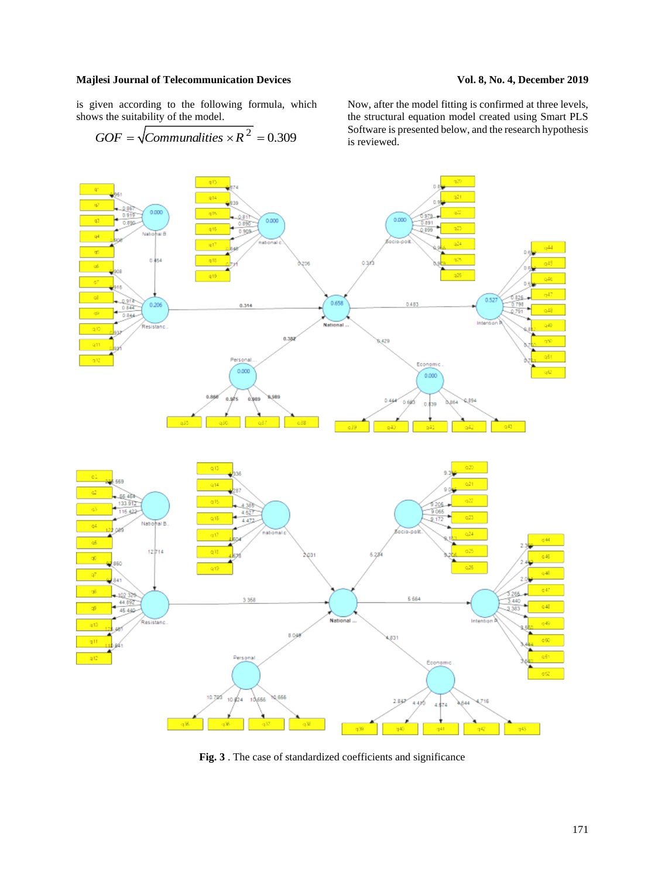is given according to the following formula, which shows the suitability of the model.

$$GOF = \sqrt{Communalities \times R^2} = 0.309$$

Now, after the model fitting is confirmed at three levels, the structural equation model created using Smart PLS Software is presented below, and the research hypothesis is reviewed.

**Fig. 3** . The case of standardized coefficients and significance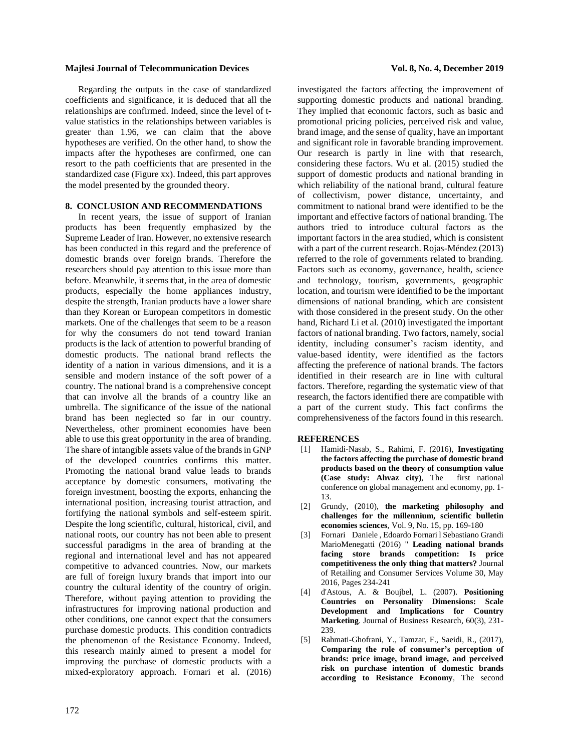Regarding the outputs in the case of standardized coefficients and significance, it is deduced that all the relationships are confirmed. Indeed, since the level of t-value statistics in the relationships between variables is greater than 1.96, we can claim that the above hypotheses are verified. On the other hand, to show the impacts after the hypotheses are confirmed, one can resort to the path coefficients that are presented in the standardized case (Figure xx). Indeed, this part approves the model presented by the grounded theory.

## 8. CONCLUSION AND RECOMMENDATIONS

In recent years, the issue of support of Iranian products has been frequently emphasized by the Supreme Leader of Iran. However, no extensive research has been conducted in this regard and the preference of domestic brands over foreign brands. Therefore the researchers should pay attention to this issue more than before. Meanwhile, it seems that, in the area of domestic products, especially the home appliances industry, despite the strength, Iranian products have a lower share than they Korean or European competitors in domestic markets. One of the challenges that seem to be a reason for why the consumers do not tend toward Iranian products is the lack of attention to powerful branding of domestic products. The national brand reflects the identity of a nation in various dimensions, and it is a sensible and modern instance of the soft power of a country. The national brand is a comprehensive concept that can involve all the brands of a country like an umbrella. The significance of the issue of the national brand has been neglected so far in our country. Nevertheless, other prominent economies have been able to use this great opportunity in the area of branding. The share of intangible assets value of the brands in GNP of the developed countries confirms this matter. Promoting the national brand value leads to brands acceptance by domestic consumers, motivating the foreign investment, boosting the exports, enhancing the international position, increasing tourist attraction, and fortifying the national symbols and self-esteem spirit. Despite the long scientific, cultural, historical, civil, and national roots, our country has not been able to present successful paradigms in the area of branding at the regional and international level and has not appeared competitive to advanced countries. Now, our markets are full of foreign luxury brands that import into our country the cultural identity of the country of origin. Therefore, without paying attention to providing the infrastructures for improving national production and other conditions, one cannot expect that the consumers purchase domestic products. This condition contradicts the phenomenon of the Resistance Economy. Indeed, this research mainly aimed to present a model for improving the purchase of domestic products with a mixed-exploratory approach. Fornari et al. (2016) investigated the factors affecting the improvement of supporting domestic products and national branding. They implied that economic factors, such as basic and promotional pricing policies, perceived risk and value, brand image, and the sense of quality, have an important and significant role in favorable branding improvement. Our research is partly in line with that research, considering these factors. Wu et al. (2015) studied the support of domestic products and national branding in which reliability of the national brand, cultural feature of collectivism, power distance, uncertainty, and commitment to national brand were identified to be the important and effective factors of national branding. The authors tried to introduce cultural factors as the important factors in the area studied, which is consistent with a part of the current research. Rojas-Méndez (2013) referred to the role of governments related to branding. Factors such as economy, governance, health, science and technology, tourism, governments, geographic location, and tourism were identified to be the important dimensions of national branding, which are consistent with those considered in the present study. On the other hand, Richard Li et al. (2010) investigated the important factors of national branding. Two factors, namely, social identity, including consumer's racism identity, and value-based identity, were identified as the factors affecting the preference of national brands. The factors identified in their research are in line with cultural factors. Therefore, regarding the systematic view of that research, the factors identified there are compatible with a part of the current study. This fact confirms the comprehensiveness of the factors found in this research.

## REFERENCES

[1] Hamidi-Nasab, S., Rahimi, F. (2016), **Investigating the factors affecting the purchase of domestic brand products based on the theory of consumption value (Case study: Ahvaz city)**, The first national conference on global management and economy, pp. 1-13.

[2] Grundy, (2010), **the marketing philosophy and challenges for the millennium, scientific bulletin economies sciences**, Vol. 9, No. 15, pp. 169-180

[3] Fornari Daniele , Edoardo Fornari l Sebastiano Grandi MarioMenegatti (2016) " **Leading national brands facing store brands competition: Is price competitiveness the only thing that matters?** Journal of Retailing and Consumer Services Volume 30, May 2016, Pages 234-241

[4] d'Astous, A. & Boujbel, L. (2007). **Positioning Countries on Personality Dimensions: Scale Development and Implications for Country Marketing**. Journal of Business Research, 60(3), 231-239.

[5] Rahmati-Ghofrani, Y., Tamzar, F., Saeidi, R., (2017), **Comparing the role of consumer's perception of brands: price image, brand image, and perceived risk on purchase intention of domestic brands according to Resistance Economy**, The second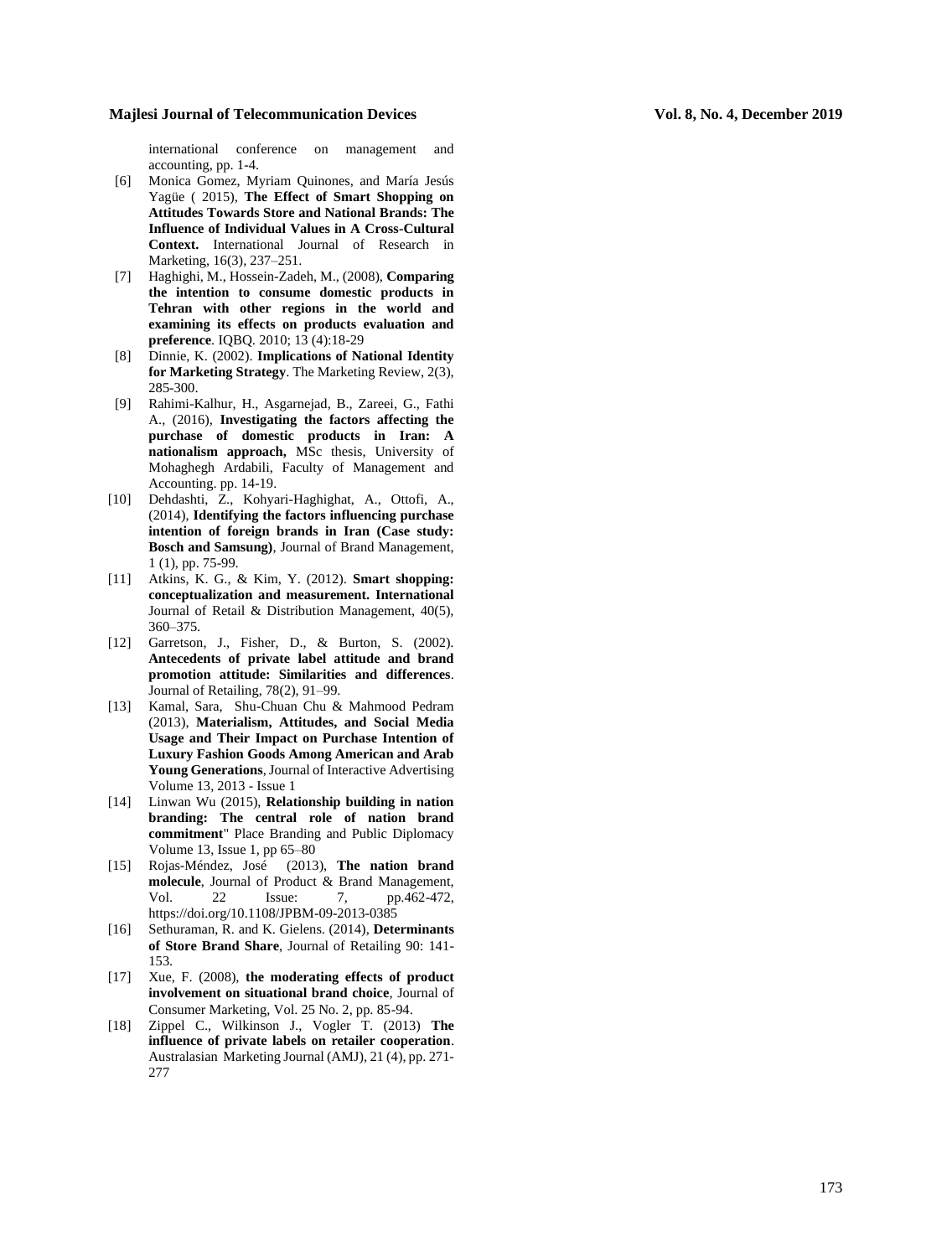international conference on management and accounting, pp. 1-4.

[6] Monica Gomez, Myriam Quinones, and María Jesús Yagüe ( 2015), **The Effect of Smart Shopping on Attitudes Towards Store and National Brands: The Influence of Individual Values in A Cross-Cultural Context.** International Journal of Research in Marketing, 16(3), 237–251.

[7] Haghighi, M., Hossein-Zadeh, M., (2008), **Comparing the intention to consume domestic products in Tehran with other regions in the world and examining its effects on products evaluation and preference**. IQBQ. 2010; 13 (4):18-29

[8] Dinnie, K. (2002). **Implications of National Identity for Marketing Strategy**. The Marketing Review, 2(3), 285-300.

[9] Rahimi-Kalhur, H., Asgarnejad, B., Zareei, G., Fathi A., (2016), **Investigating the factors affecting the purchase of domestic products in Iran: A nationalism approach,** MSc thesis, University of Mohaghegh Ardabili, Faculty of Management and Accounting. pp. 14-19.

[10] Dehdashti, Z., Kohyari-Haghighat, A., Ottofi, A., (2014), **Identifying the factors influencing purchase intention of foreign brands in Iran (Case study: Bosch and Samsung)**, Journal of Brand Management, 1 (1), pp. 75-99.

[11] Atkins, K. G., & Kim, Y. (2012). **Smart shopping: conceptualization and measurement. International** Journal of Retail & Distribution Management, 40(5), 360–375.

[12] Garretson, J., Fisher, D., & Burton, S. (2002). **Antecedents of private label attitude and brand promotion attitude: Similarities and differences**. Journal of Retailing, 78(2), 91–99.

[13] Kamal, Sara, Shu-Chuan Chu & Mahmood Pedram (2013), **Materialism, Attitudes, and Social Media Usage and Their Impact on Purchase Intention of Luxury Fashion Goods Among American and Arab Young Generations**, Journal of Interactive Advertising Volume 13, 2013 - Issue 1

[14] Linwan Wu (2015), **Relationship building in nation branding: The central role of nation brand commitment**" Place Branding and Public Diplomacy Volume 13, Issue 1, pp 65–80

[15] Rojas-Méndez, José (2013), **The nation brand molecule**, Journal of Product & Brand Management, Vol. 22 Issue: 7, pp.462-472, https://doi.org/10.1108/JPBM-09-2013-0385

[16] Sethuraman, R. and K. Gielens. (2014), **Determinants of Store Brand Share**, Journal of Retailing 90: 141-153.

[17] Xue, F. (2008), **the moderating effects of product involvement on situational brand choice**, Journal of Consumer Marketing, Vol. 25 No. 2, pp. 85-94.

[18] Zippel C., Wilkinson J., Vogler T. (2013) **The influence of private labels on retailer cooperation**. Australasian Marketing Journal (AMJ), 21 (4), pp. 271-277